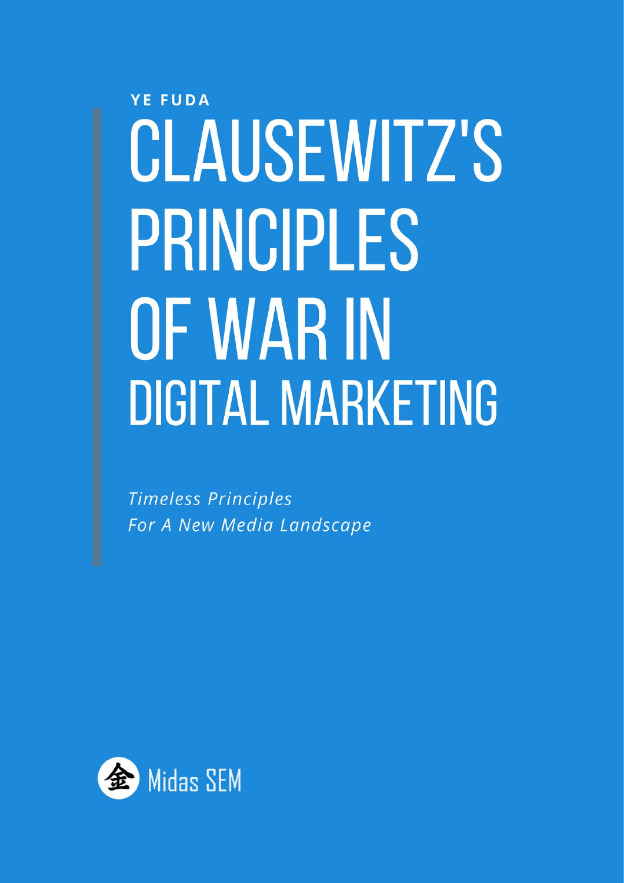**YE FUDA**

# CLAUSEWITZ'S PRINCIPLES OF WAR IN DIGITAL MARKETING

*Timeless Principles*
*For A New Media Landscape*

Midas SEM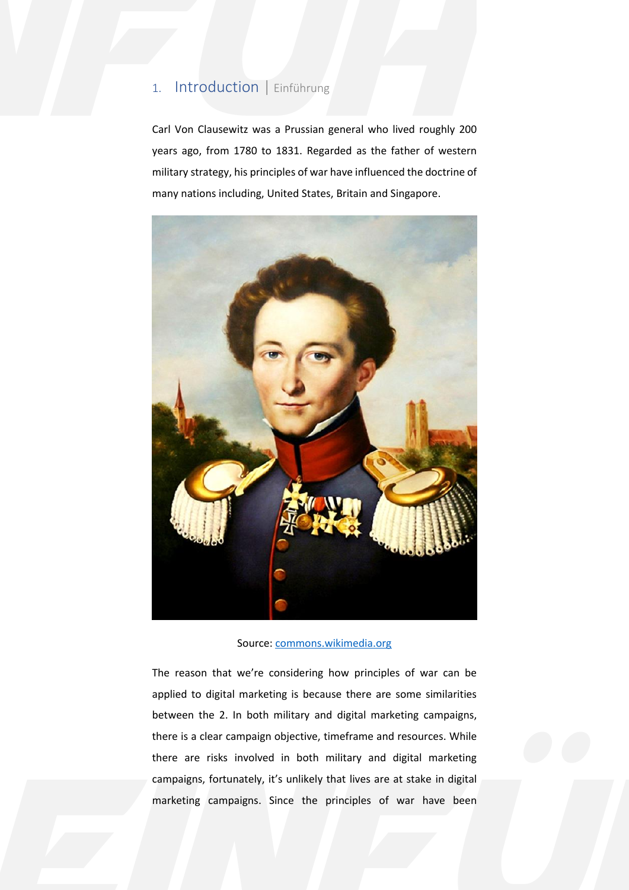## 1. Introduction | Einführung

Carl Von Clausewitz was a Prussian general who lived roughly 200 years ago, from 1780 to 1831. Regarded as the father of western military strategy, his principles of war have influenced the doctrine of many nations including, United States, Britain and Singapore.

Source: [commons.wikimedia.org](commons.wikimedia.org)

The reason that we're considering how principles of war can be applied to digital marketing is because there are some similarities between the 2. In both military and digital marketing campaigns, there is a clear campaign objective, timeframe and resources. While there are risks involved in both military and digital marketing campaigns, fortunately, it's unlikely that lives are at stake in digital marketing campaigns. Since the principles of war have been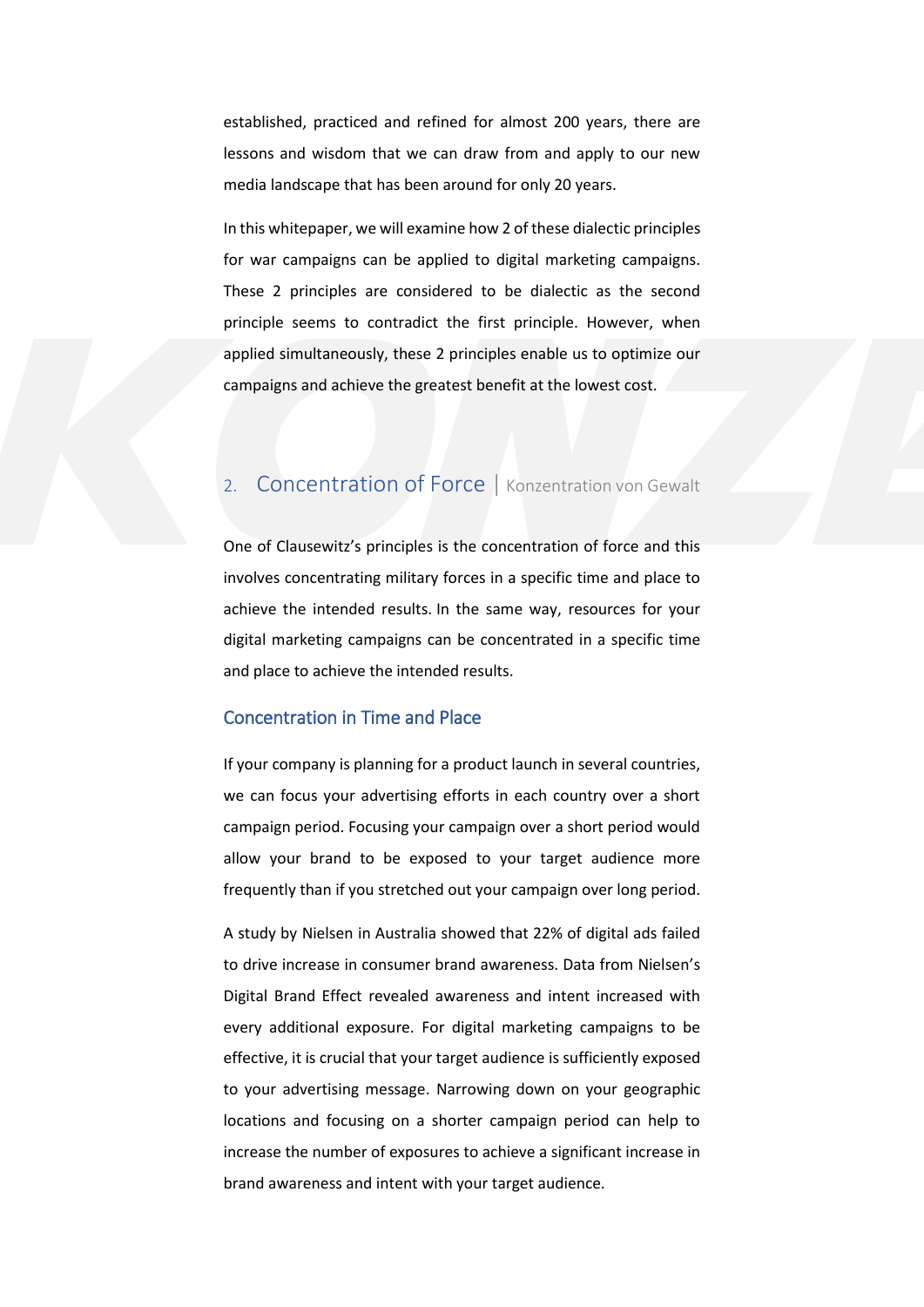established, practiced and refined for almost 200 years, there are lessons and wisdom that we can draw from and apply to our new media landscape that has been around for only 20 years.

In this whitepaper, we will examine how 2 of these dialectic principles for war campaigns can be applied to digital marketing campaigns. These 2 principles are considered to be dialectic as the second principle seems to contradict the first principle. However, when applied simultaneously, these 2 principles enable us to optimize our campaigns and achieve the greatest benefit at the lowest cost.

## 2. Concentration of Force | Konzentration von Gewalt

One of Clausewitz's principles is the concentration of force and this involves concentrating military forces in a specific time and place to achieve the intended results. In the same way, resources for your digital marketing campaigns can be concentrated in a specific time and place to achieve the intended results.

### Concentration in Time and Place

If your company is planning for a product launch in several countries, we can focus your advertising efforts in each country over a short campaign period. Focusing your campaign over a short period would allow your brand to be exposed to your target audience more frequently than if you stretched out your campaign over long period.

A study by Nielsen in Australia showed that 22% of digital ads failed to drive increase in consumer brand awareness. Data from Nielsen's Digital Brand Effect revealed awareness and intent increased with every additional exposure. For digital marketing campaigns to be effective, it is crucial that your target audience is sufficiently exposed to your advertising message. Narrowing down on your geographic locations and focusing on a shorter campaign period can help to increase the number of exposures to achieve a significant increase in brand awareness and intent with your target audience.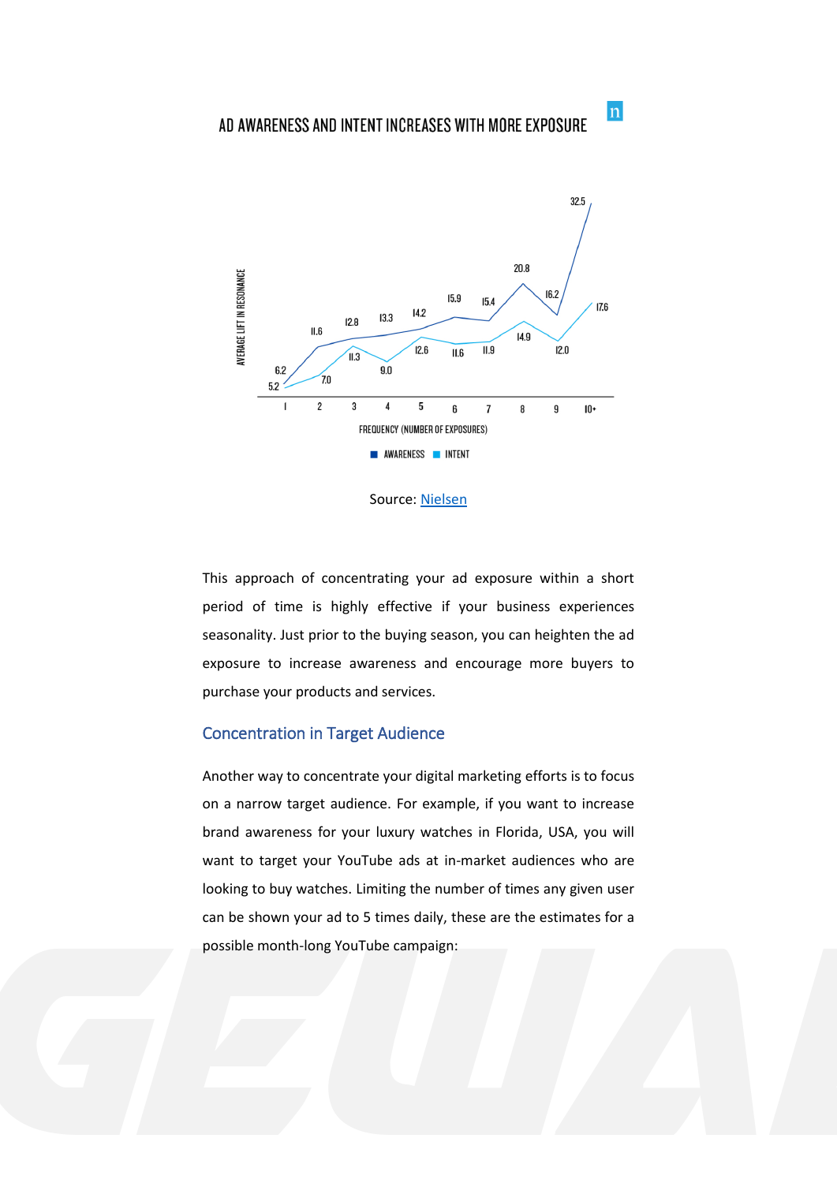AD AWARENESS AND INTENT INCREASES WITH MORE EXPOSURE

| FREQUENCY (NUMBER OF EXPOSURES) | 1 | 2 | 3 | 4 | 5 | 6 | 7 | 8 | 9 | 10+ |
| --- | --- | --- | --- | --- | --- | --- | --- | --- | --- | --- |
| AWARENESS | 6.2 | 11.6 | 12.8 | 13.3 | 14.2 | 15.9 | 15.4 | 20.8 | 16.2 | 32.5 |
| INTENT | 5.2 | 7.0 | 11.3 | 9.0 | 12.6 | 11.6 | 11.9 | 14.9 | 12.0 | 17.6 |

AVERAGE LIFT IN RESONANCE

Source: Nielsen

This approach of concentrating your ad exposure within a short period of time is highly effective if your business experiences seasonality. Just prior to the buying season, you can heighten the ad exposure to increase awareness and encourage more buyers to purchase your products and services.

## Concentration in Target Audience

Another way to concentrate your digital marketing efforts is to focus on a narrow target audience. For example, if you want to increase brand awareness for your luxury watches in Florida, USA, you will want to target your YouTube ads at in-market audiences who are looking to buy watches. Limiting the number of times any given user can be shown your ad to 5 times daily, these are the estimates for a possible month-long YouTube campaign: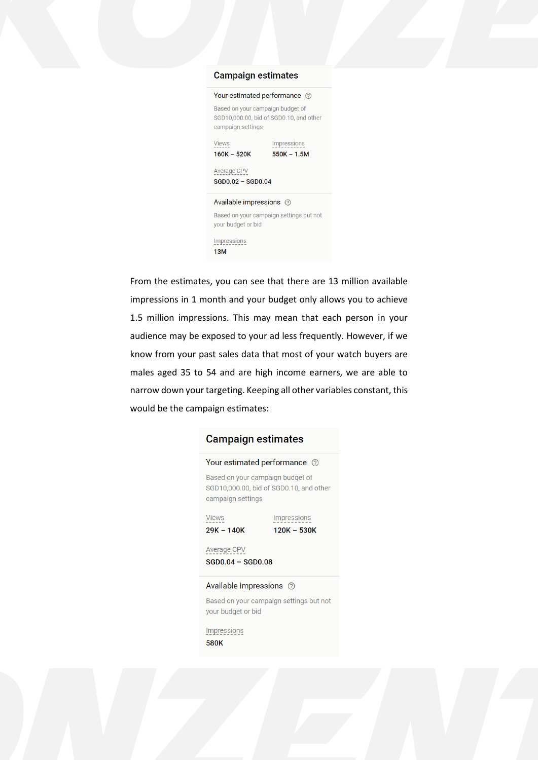**Campaign estimates**

Your estimated performance

Based on your campaign budget of SGD10,000.00, bid of SGD0.10, and other campaign settings

| Views | Impressions |
| --- | --- |
| 160K – 520K | 550K – 1.5M |

Average CPV

SGD0.02 – SGD0.04

Available impressions

Based on your campaign settings but not your budget or bid

Impressions

13M

From the estimates, you can see that there are 13 million available impressions in 1 month and your budget only allows you to achieve 1.5 million impressions. This may mean that each person in your audience may be exposed to your ad less frequently. However, if we know from your past sales data that most of your watch buyers are males aged 35 to 54 and are high income earners, we are able to narrow down your targeting. Keeping all other variables constant, this would be the campaign estimates:

**Campaign estimates**

Your estimated performance

Based on your campaign budget of SGD10,000.00, bid of SGD0.10, and other campaign settings

| Views | Impressions |
| --- | --- |
| 29K – 140K | 120K – 530K |

Average CPV

SGD0.04 – SGD0.08

Available impressions

Based on your campaign settings but not your budget or bid

Impressions

580K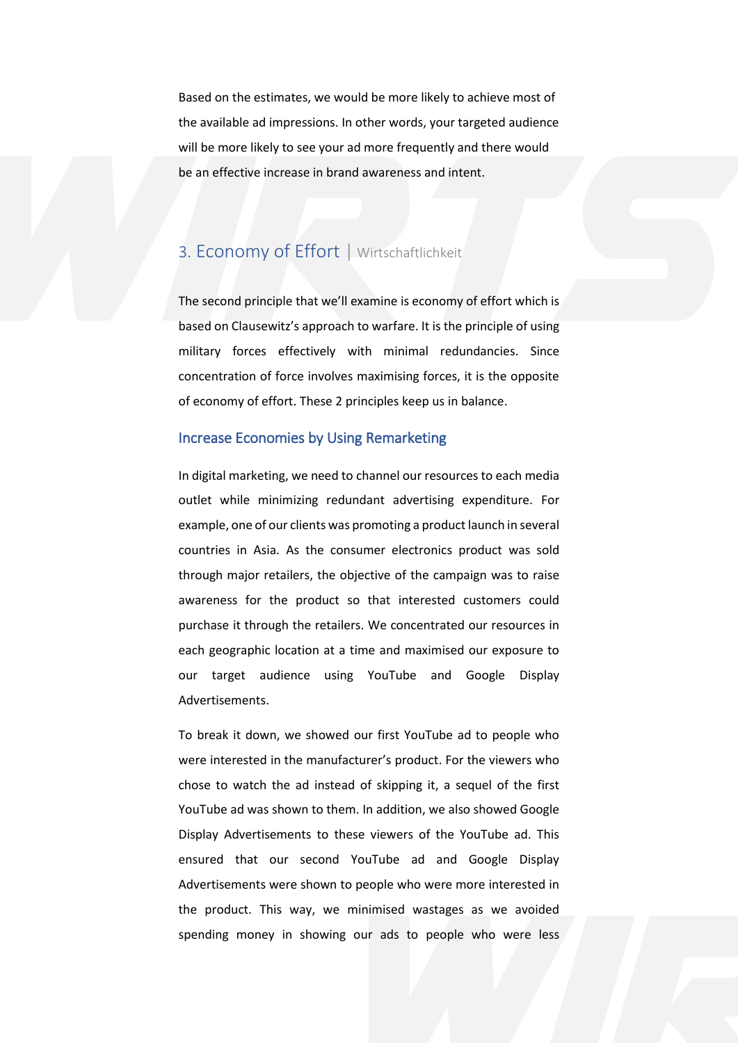Based on the estimates, we would be more likely to achieve most of the available ad impressions. In other words, your targeted audience will be more likely to see your ad more frequently and there would be an effective increase in brand awareness and intent.

## 3. Economy of Effort | Wirtschaftlichkeit

The second principle that we'll examine is economy of effort which is based on Clausewitz's approach to warfare. It is the principle of using military forces effectively with minimal redundancies. Since concentration of force involves maximising forces, it is the opposite of economy of effort. These 2 principles keep us in balance.

### Increase Economies by Using Remarketing

In digital marketing, we need to channel our resources to each media outlet while minimizing redundant advertising expenditure. For example, one of our clients was promoting a product launch in several countries in Asia. As the consumer electronics product was sold through major retailers, the objective of the campaign was to raise awareness for the product so that interested customers could purchase it through the retailers. We concentrated our resources in each geographic location at a time and maximised our exposure to our target audience using YouTube and Google Display Advertisements.

To break it down, we showed our first YouTube ad to people who were interested in the manufacturer's product. For the viewers who chose to watch the ad instead of skipping it, a sequel of the first YouTube ad was shown to them. In addition, we also showed Google Display Advertisements to these viewers of the YouTube ad. This ensured that our second YouTube ad and Google Display Advertisements were shown to people who were more interested in the product. This way, we minimised wastages as we avoided spending money in showing our ads to people who were less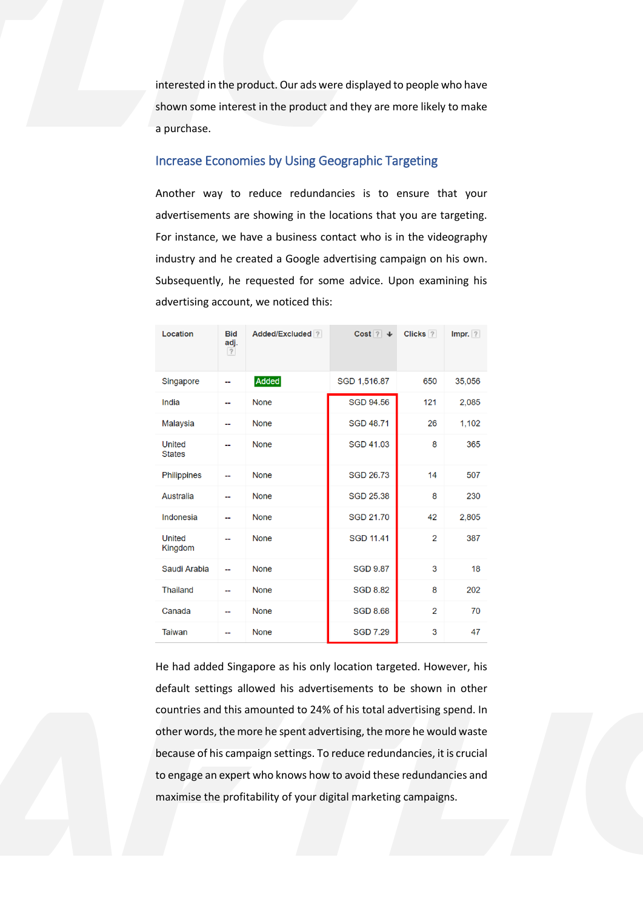interested in the product. Our ads were displayed to people who have shown some interest in the product and they are more likely to make a purchase.

## Increase Economies by Using Geographic Targeting

Another way to reduce redundancies is to ensure that your advertisements are showing in the locations that you are targeting. For instance, we have a business contact who is in the videography industry and he created a Google advertising campaign on his own. Subsequently, he requested for some advice. Upon examining his advertising account, we noticed this:

| Location | Bid adj. ? | Added/Excluded ? | Cost ? ↓ | Clicks ? | Impr. ? |
|---|---|---|---|---|---|
| Singapore | -- | Added | SGD 1,516.87 | 650 | 35,056 |
| India | -- | None | SGD 94.56 | 121 | 2,085 |
| Malaysia | -- | None | SGD 48.71 | 26 | 1,102 |
| United States | -- | None | SGD 41.03 | 8 | 365 |
| Philippines | -- | None | SGD 26.73 | 14 | 507 |
| Australia | -- | None | SGD 25.38 | 8 | 230 |
| Indonesia | -- | None | SGD 21.70 | 42 | 2,805 |
| United Kingdom | -- | None | SGD 11.41 | 2 | 387 |
| Saudi Arabia | -- | None | SGD 9.87 | 3 | 18 |
| Thailand | -- | None | SGD 8.82 | 8 | 202 |
| Canada | -- | None | SGD 8.68 | 2 | 70 |
| Taiwan | -- | None | SGD 7.29 | 3 | 47 |

He had added Singapore as his only location targeted. However, his default settings allowed his advertisements to be shown in other countries and this amounted to 24% of his total advertising spend. In other words, the more he spent advertising, the more he would waste because of his campaign settings. To reduce redundancies, it is crucial to engage an expert who knows how to avoid these redundancies and maximise the profitability of your digital marketing campaigns.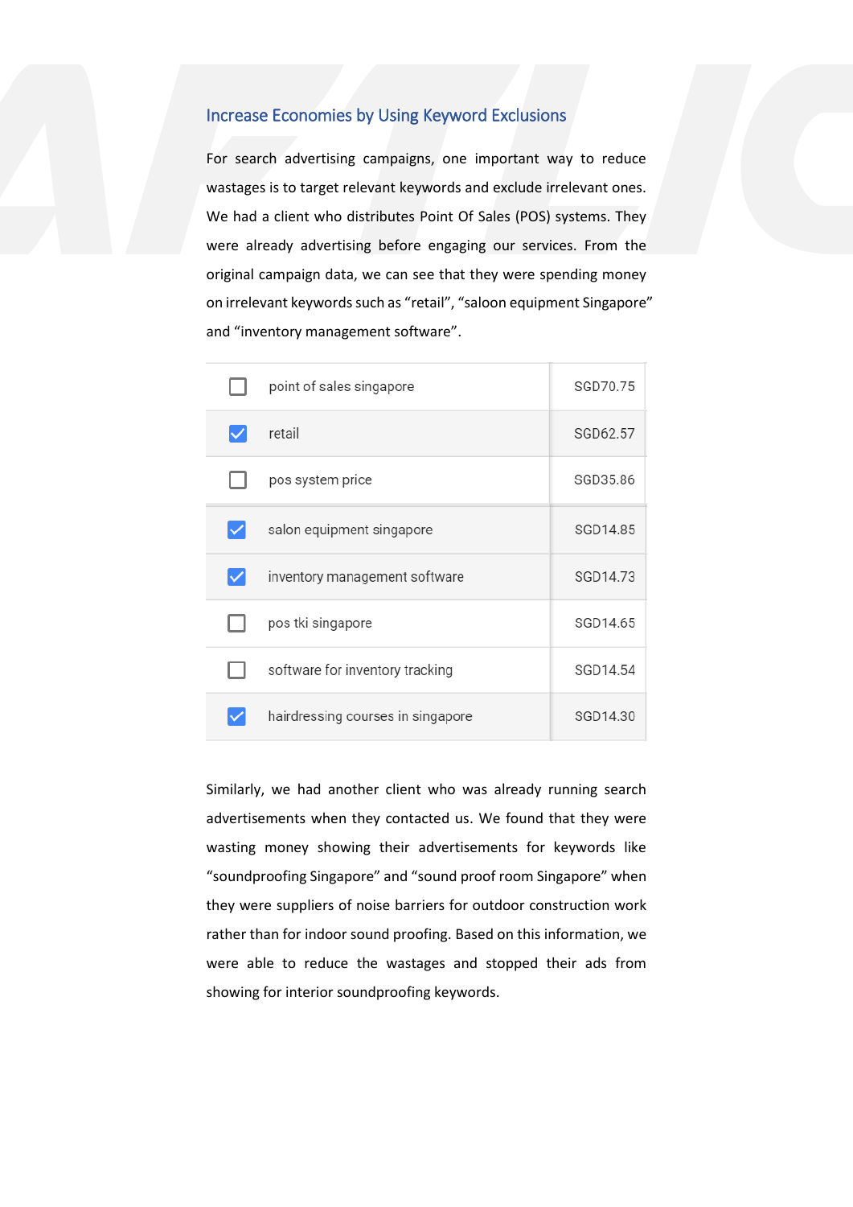## Increase Economies by Using Keyword Exclusions

For search advertising campaigns, one important way to reduce wastages is to target relevant keywords and exclude irrelevant ones. We had a client who distributes Point Of Sales (POS) systems. They were already advertising before engaging our services. From the original campaign data, we can see that they were spending money on irrelevant keywords such as "retail", "saloon equipment Singapore" and "inventory management software".

| | Keyword | Cost |
|---|---|---|
| ☐ | point of sales singapore | SGD70.75 |
| ☑ | retail | SGD62.57 |
| ☐ | pos system price | SGD35.86 |
| ☑ | salon equipment singapore | SGD14.85 |
| ☑ | inventory management software | SGD14.73 |
| ☐ | pos tki singapore | SGD14.65 |
| ☐ | software for inventory tracking | SGD14.54 |
| ☑ | hairdressing courses in singapore | SGD14.30 |

Similarly, we had another client who was already running search advertisements when they contacted us. We found that they were wasting money showing their advertisements for keywords like "soundproofing Singapore" and "sound proof room Singapore" when they were suppliers of noise barriers for outdoor construction work rather than for indoor sound proofing. Based on this information, we were able to reduce the wastages and stopped their ads from showing for interior soundproofing keywords.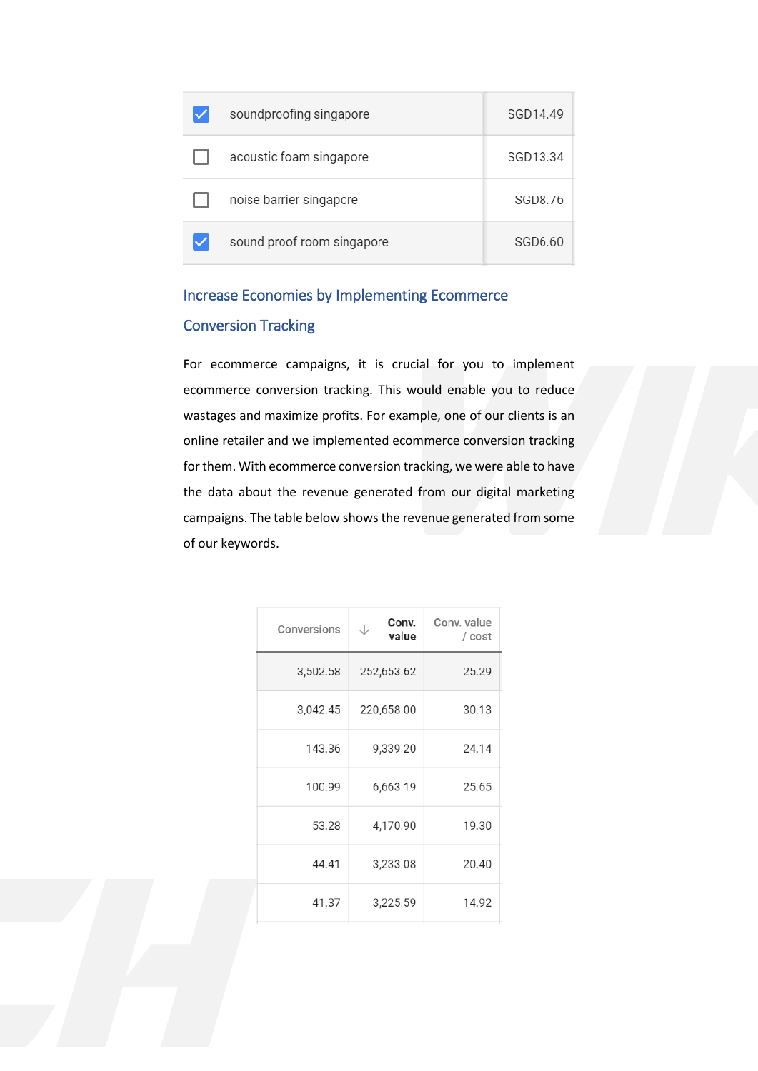| | Keyword | Cost |
|---|---|---|
| ☑ | soundproofing singapore | SGD14.49 |
| ☐ | acoustic foam singapore | SGD13.34 |
| ☐ | noise barrier singapore | SGD8.76 |
| ☑ | sound proof room singapore | SGD6.60 |

## Increase Economies by Implementing Ecommerce Conversion Tracking

For ecommerce campaigns, it is crucial for you to implement ecommerce conversion tracking. This would enable you to reduce wastages and maximize profits. For example, one of our clients is an online retailer and we implemented ecommerce conversion tracking for them. With ecommerce conversion tracking, we were able to have the data about the revenue generated from our digital marketing campaigns. The table below shows the revenue generated from some of our keywords.

| Conversions | ↓ Conv. value | Conv. value / cost |
|---|---|---|
| 3,502.58 | 252,653.62 | 25.29 |
| 3,042.45 | 220,658.00 | 30.13 |
| 143.36 | 9,339.20 | 24.14 |
| 100.99 | 6,663.19 | 25.65 |
| 53.28 | 4,170.90 | 19.30 |
| 44.41 | 3,233.08 | 20.40 |
| 41.37 | 3,225.59 | 14.92 |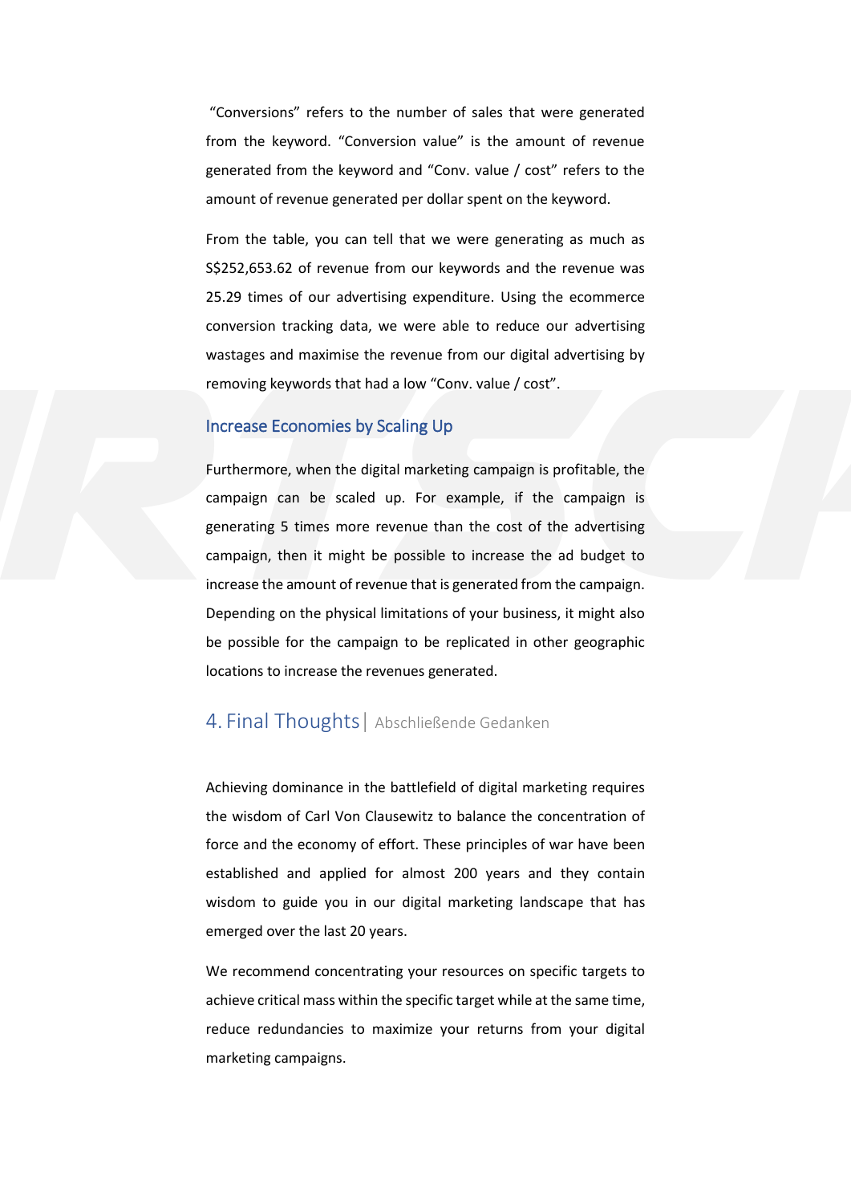"Conversions" refers to the number of sales that were generated from the keyword. "Conversion value" is the amount of revenue generated from the keyword and "Conv. value / cost" refers to the amount of revenue generated per dollar spent on the keyword.

From the table, you can tell that we were generating as much as S$252,653.62 of revenue from our keywords and the revenue was 25.29 times of our advertising expenditure. Using the ecommerce conversion tracking data, we were able to reduce our advertising wastages and maximise the revenue from our digital advertising by removing keywords that had a low "Conv. value / cost".

### Increase Economies by Scaling Up

Furthermore, when the digital marketing campaign is profitable, the campaign can be scaled up. For example, if the campaign is generating 5 times more revenue than the cost of the advertising campaign, then it might be possible to increase the ad budget to increase the amount of revenue that is generated from the campaign. Depending on the physical limitations of your business, it might also be possible for the campaign to be replicated in other geographic locations to increase the revenues generated.

## 4. Final Thoughts | Abschließende Gedanken

Achieving dominance in the battlefield of digital marketing requires the wisdom of Carl Von Clausewitz to balance the concentration of force and the economy of effort. These principles of war have been established and applied for almost 200 years and they contain wisdom to guide you in our digital marketing landscape that has emerged over the last 20 years.

We recommend concentrating your resources on specific targets to achieve critical mass within the specific target while at the same time, reduce redundancies to maximize your returns from your digital marketing campaigns.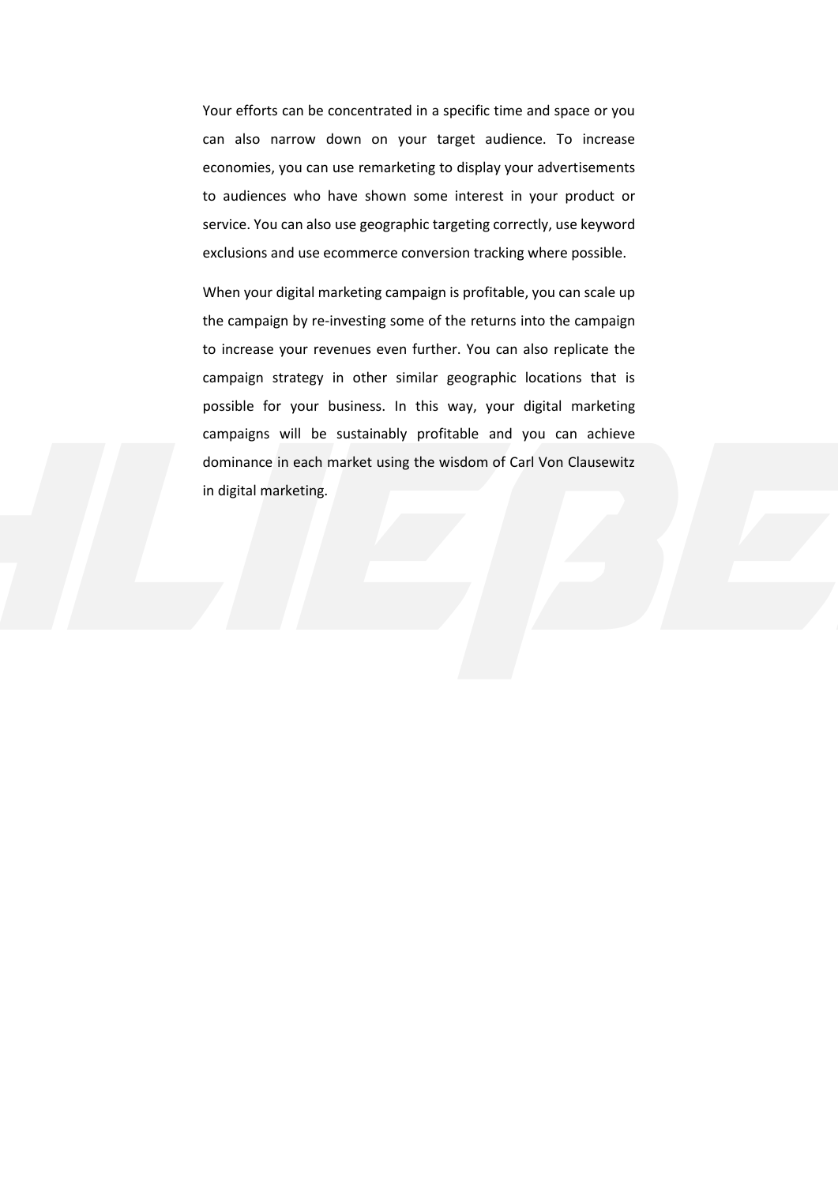Your efforts can be concentrated in a specific time and space or you can also narrow down on your target audience. To increase economies, you can use remarketing to display your advertisements to audiences who have shown some interest in your product or service. You can also use geographic targeting correctly, use keyword exclusions and use ecommerce conversion tracking where possible.

When your digital marketing campaign is profitable, you can scale up the campaign by re-investing some of the returns into the campaign to increase your revenues even further. You can also replicate the campaign strategy in other similar geographic locations that is possible for your business. In this way, your digital marketing campaigns will be sustainably profitable and you can achieve dominance in each market using the wisdom of Carl Von Clausewitz in digital marketing.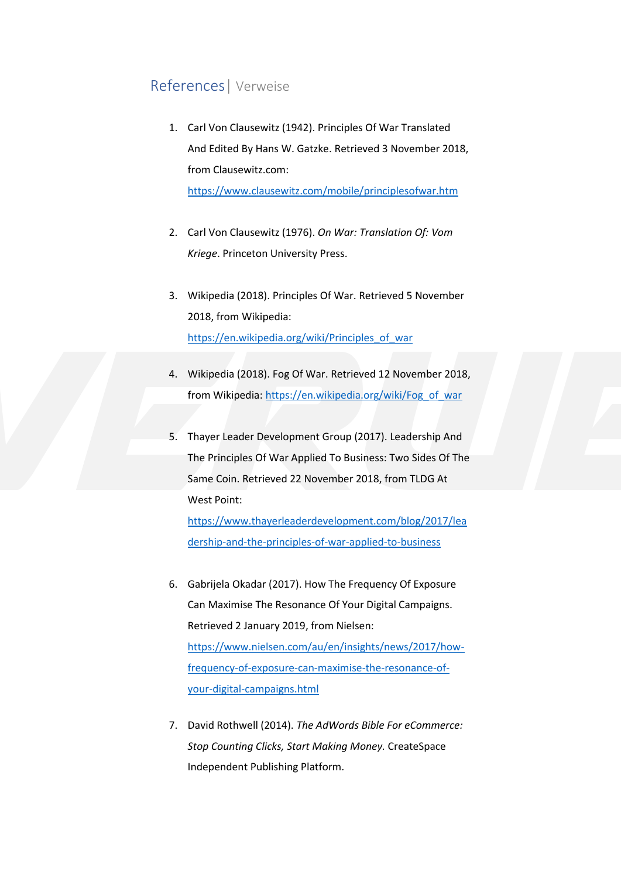## References | Verweise

1. Carl Von Clausewitz (1942). Principles Of War Translated And Edited By Hans W. Gatzke. Retrieved 3 November 2018, from Clausewitz.com: https://www.clausewitz.com/mobile/principlesofwar.htm

2. Carl Von Clausewitz (1976). *On War: Translation Of: Vom Kriege*. Princeton University Press.

3. Wikipedia (2018). Principles Of War. Retrieved 5 November 2018, from Wikipedia: https://en.wikipedia.org/wiki/Principles_of_war

4. Wikipedia (2018). Fog Of War. Retrieved 12 November 2018, from Wikipedia: https://en.wikipedia.org/wiki/Fog_of_war

5. Thayer Leader Development Group (2017). Leadership And The Principles Of War Applied To Business: Two Sides Of The Same Coin. Retrieved 22 November 2018, from TLDG At West Point: https://www.thayerleaderdevelopment.com/blog/2017/leadership-and-the-principles-of-war-applied-to-business

6. Gabrijela Okadar (2017). How The Frequency Of Exposure Can Maximise The Resonance Of Your Digital Campaigns. Retrieved 2 January 2019, from Nielsen: https://www.nielsen.com/au/en/insights/news/2017/how-frequency-of-exposure-can-maximise-the-resonance-of-your-digital-campaigns.html

7. David Rothwell (2014). *The AdWords Bible For eCommerce: Stop Counting Clicks, Start Making Money.* CreateSpace Independent Publishing Platform.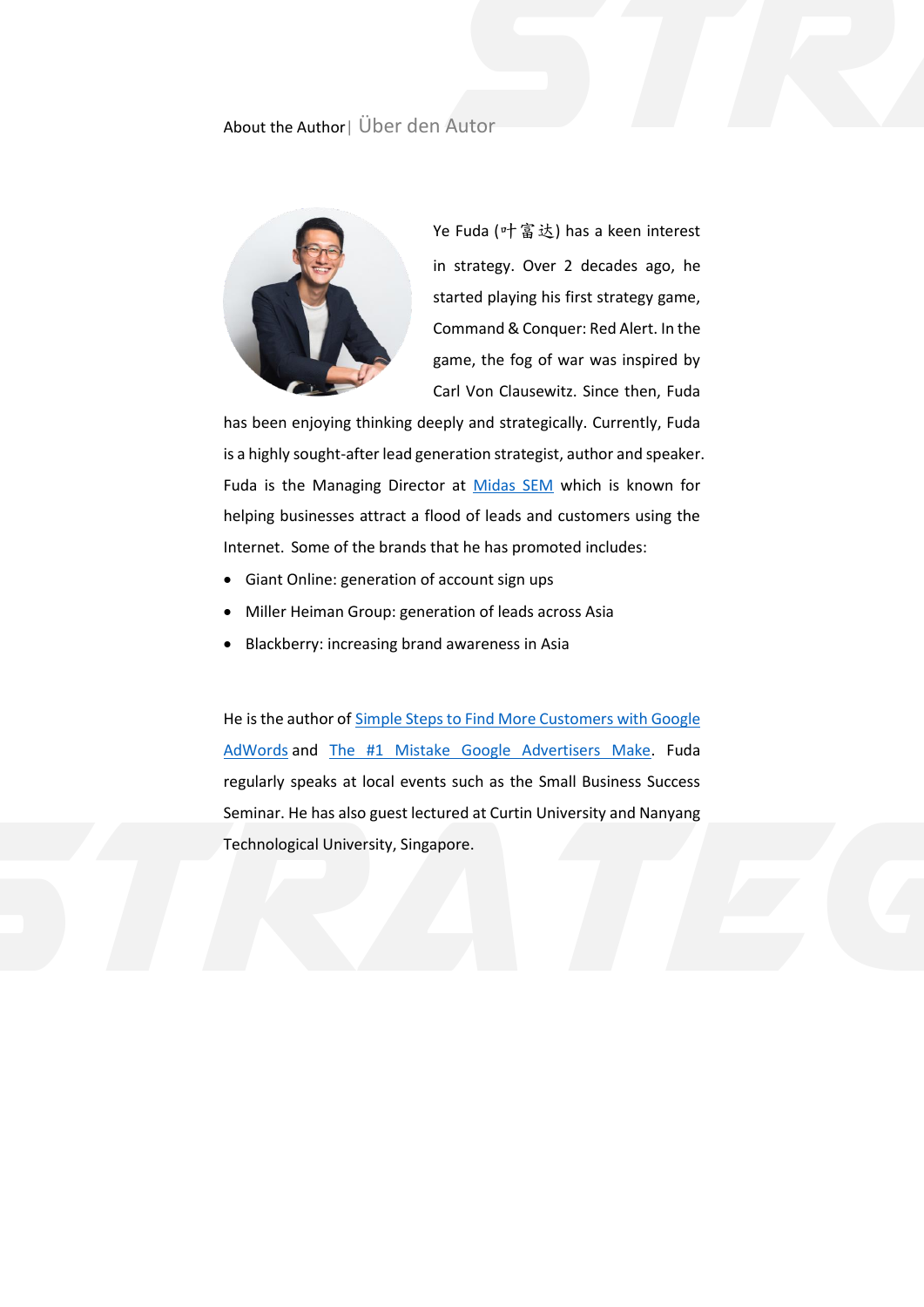About the Author | Über den Autor

Ye Fuda (叶富达) has a keen interest in strategy. Over 2 decades ago, he started playing his first strategy game, Command & Conquer: Red Alert. In the game, the fog of war was inspired by Carl Von Clausewitz. Since then, Fuda has been enjoying thinking deeply and strategically. Currently, Fuda is a highly sought-after lead generation strategist, author and speaker. Fuda is the Managing Director at Midas SEM which is known for helping businesses attract a flood of leads and customers using the Internet. Some of the brands that he has promoted includes:

- Giant Online: generation of account sign ups
- Miller Heiman Group: generation of leads across Asia
- Blackberry: increasing brand awareness in Asia

He is the author of Simple Steps to Find More Customers with Google AdWords and The #1 Mistake Google Advertisers Make. Fuda regularly speaks at local events such as the Small Business Success Seminar. He has also guest lectured at Curtin University and Nanyang Technological University, Singapore.